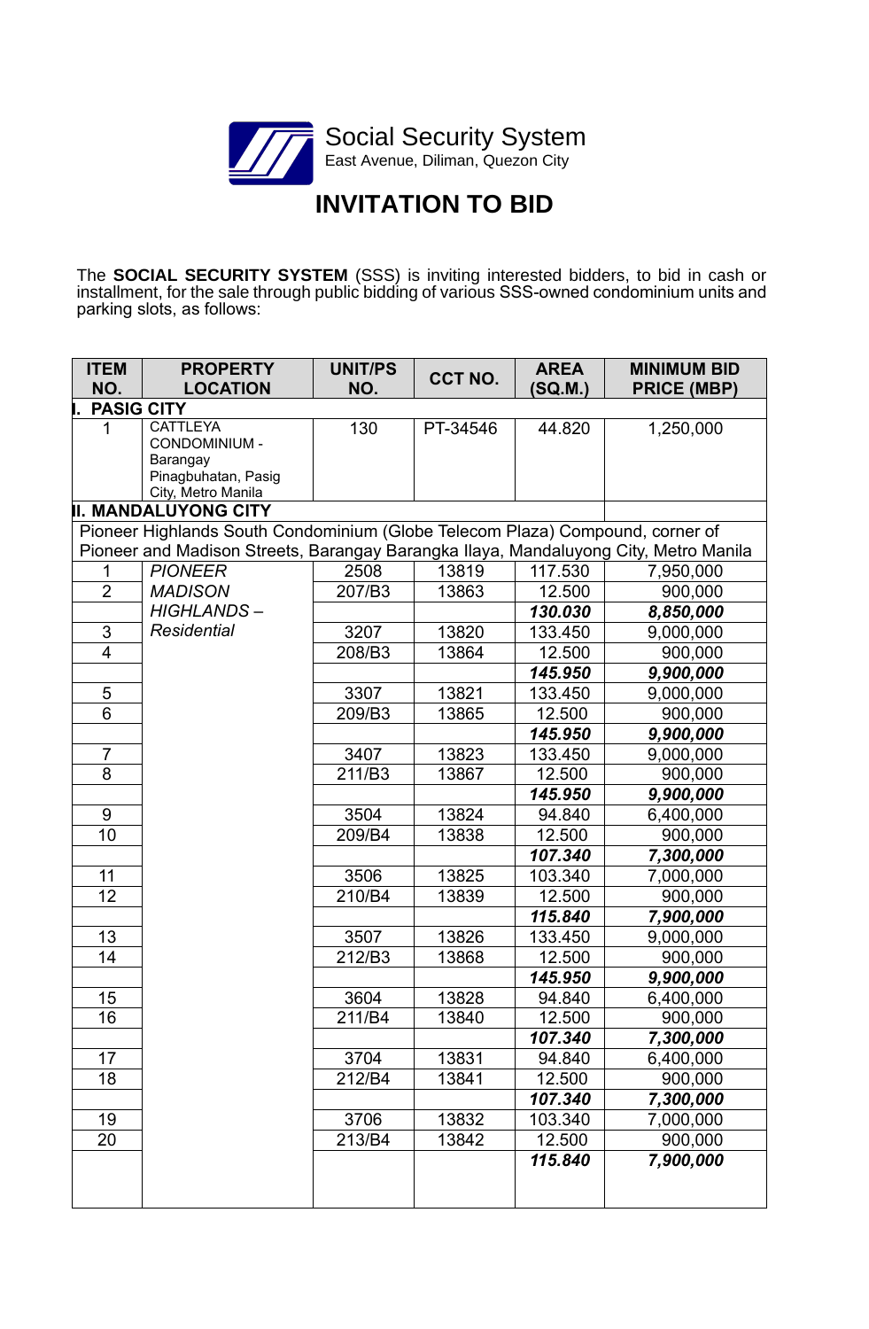Social Security System
East Avenue, Diliman, Quezon City

# INVITATION TO BID

The **SOCIAL SECURITY SYSTEM** (SSS) is inviting interested bidders, to bid in cash or installment, for the sale through public bidding of various SSS-owned condominium units and parking slots, as follows:

| ITEM NO. | PROPERTY LOCATION | UNIT/PS NO. | CCT NO. | AREA (SQ.M.) | MINIMUM BID PRICE (MBP) |
|---|---|---|---|---|---|
| **I. PASIG CITY** | | | | | |
| 1 | CATTLEYA CONDOMINIUM - Barangay Pinagbuhatan, Pasig City, Metro Manila | 130 | PT-34546 | 44.820 | 1,250,000 |
| **II. MANDALUYONG CITY** | | | | | |
| Pioneer Highlands South Condominium (Globe Telecom Plaza) Compound, corner of Pioneer and Madison Streets, Barangay Barangka Ilaya, Mandaluyong City, Metro Manila | | | | | |
| 1 | *PIONEER MADISON HIGHLANDS – Residential* | 2508 | 13819 | 117.530 | 7,950,000 |
| 2 | | 207/B3 | 13863 | 12.500 | 900,000 |
| | | | | ***130.030*** | ***8,850,000*** |
| 3 | | 3207 | 13820 | 133.450 | 9,000,000 |
| 4 | | 208/B3 | 13864 | 12.500 | 900,000 |
| | | | | ***145.950*** | ***9,900,000*** |
| 5 | | 3307 | 13821 | 133.450 | 9,000,000 |
| 6 | | 209/B3 | 13865 | 12.500 | 900,000 |
| | | | | ***145.950*** | ***9,900,000*** |
| 7 | | 3407 | 13823 | 133.450 | 9,000,000 |
| 8 | | 211/B3 | 13867 | 12.500 | 900,000 |
| | | | | ***145.950*** | ***9,900,000*** |
| 9 | | 3504 | 13824 | 94.840 | 6,400,000 |
| 10 | | 209/B4 | 13838 | 12.500 | 900,000 |
| | | | | ***107.340*** | ***7,300,000*** |
| 11 | | 3506 | 13825 | 103.340 | 7,000,000 |
| 12 | | 210/B4 | 13839 | 12.500 | 900,000 |
| | | | | ***115.840*** | ***7,900,000*** |
| 13 | | 3507 | 13826 | 133.450 | 9,000,000 |
| 14 | | 212/B3 | 13868 | 12.500 | 900,000 |
| | | | | ***145.950*** | ***9,900,000*** |
| 15 | | 3604 | 13828 | 94.840 | 6,400,000 |
| 16 | | 211/B4 | 13840 | 12.500 | 900,000 |
| | | | | ***107.340*** | ***7,300,000*** |
| 17 | | 3704 | 13831 | 94.840 | 6,400,000 |
| 18 | | 212/B4 | 13841 | 12.500 | 900,000 |
| | | | | ***107.340*** | ***7,300,000*** |
| 19 | | 3706 | 13832 | 103.340 | 7,000,000 |
| 20 | | 213/B4 | 13842 | 12.500 | 900,000 |
| | | | | ***115.840*** | ***7,900,000*** |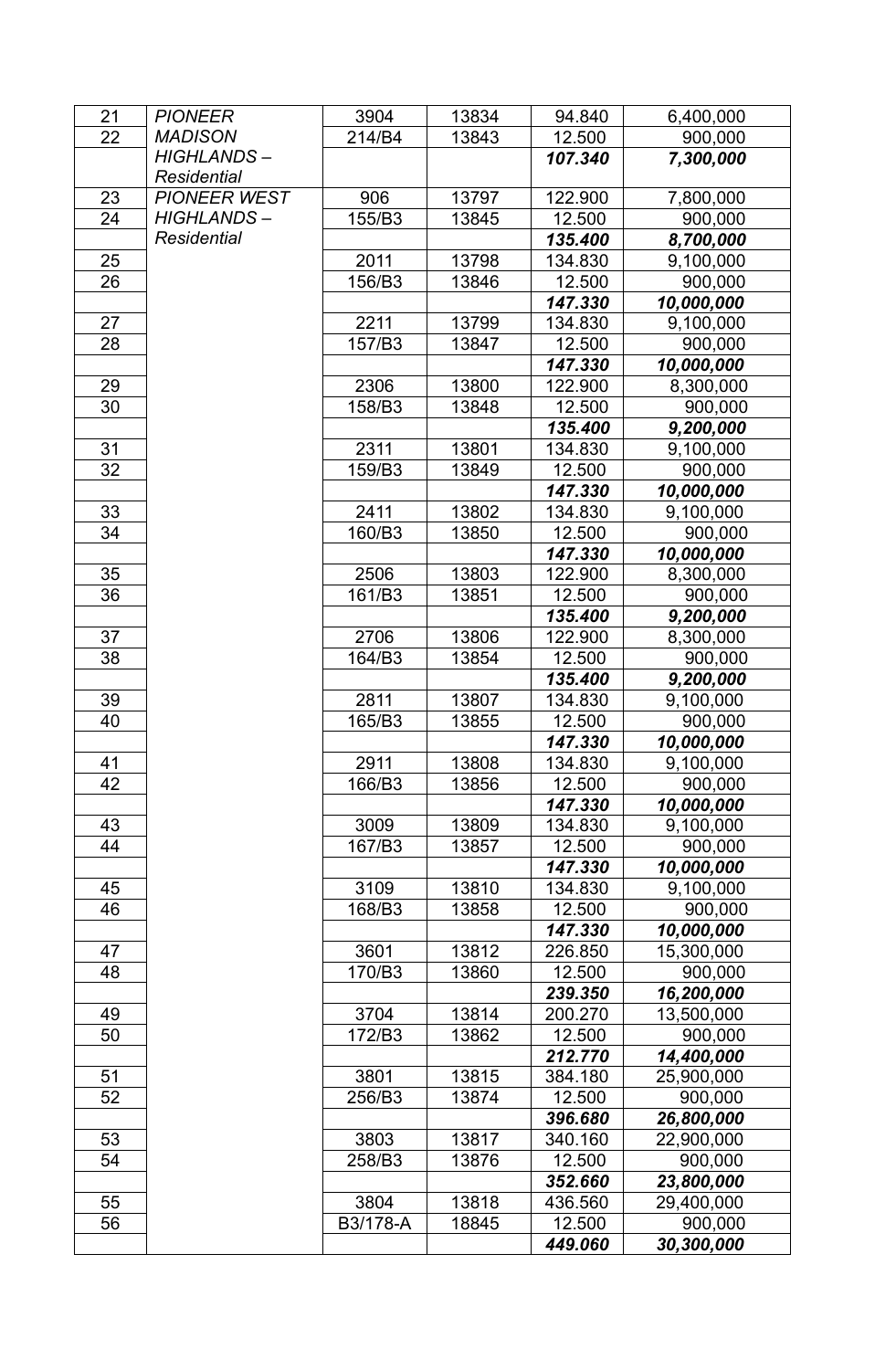| | | | | | |
|---|---|---|---|---|---|
| 21 | *PIONEER* | 3904 | 13834 | 94.840 | 6,400,000 |
| 22 | *MADISON* | 214/B4 | 13843 | 12.500 | 900,000 |
| | *HIGHLANDS – Residential* | | | ***107.340*** | ***7,300,000*** |
| 23 | *PIONEER WEST* | 906 | 13797 | 122.900 | 7,800,000 |
| 24 | *HIGHLANDS –* | 155/B3 | 13845 | 12.500 | 900,000 |
| | *Residential* | | | ***135.400*** | ***8,700,000*** |
| 25 | | 2011 | 13798 | 134.830 | 9,100,000 |
| 26 | | 156/B3 | 13846 | 12.500 | 900,000 |
| | | | | ***147.330*** | ***10,000,000*** |
| 27 | | 2211 | 13799 | 134.830 | 9,100,000 |
| 28 | | 157/B3 | 13847 | 12.500 | 900,000 |
| | | | | ***147.330*** | ***10,000,000*** |
| 29 | | 2306 | 13800 | 122.900 | 8,300,000 |
| 30 | | 158/B3 | 13848 | 12.500 | 900,000 |
| | | | | ***135.400*** | ***9,200,000*** |
| 31 | | 2311 | 13801 | 134.830 | 9,100,000 |
| 32 | | 159/B3 | 13849 | 12.500 | 900,000 |
| | | | | ***147.330*** | ***10,000,000*** |
| 33 | | 2411 | 13802 | 134.830 | 9,100,000 |
| 34 | | 160/B3 | 13850 | 12.500 | 900,000 |
| | | | | ***147.330*** | ***10,000,000*** |
| 35 | | 2506 | 13803 | 122.900 | 8,300,000 |
| 36 | | 161/B3 | 13851 | 12.500 | 900,000 |
| | | | | ***135.400*** | ***9,200,000*** |
| 37 | | 2706 | 13806 | 122.900 | 8,300,000 |
| 38 | | 164/B3 | 13854 | 12.500 | 900,000 |
| | | | | ***135.400*** | ***9,200,000*** |
| 39 | | 2811 | 13807 | 134.830 | 9,100,000 |
| 40 | | 165/B3 | 13855 | 12.500 | 900,000 |
| | | | | ***147.330*** | ***10,000,000*** |
| 41 | | 2911 | 13808 | 134.830 | 9,100,000 |
| 42 | | 166/B3 | 13856 | 12.500 | 900,000 |
| | | | | ***147.330*** | ***10,000,000*** |
| 43 | | 3009 | 13809 | 134.830 | 9,100,000 |
| 44 | | 167/B3 | 13857 | 12.500 | 900,000 |
| | | | | ***147.330*** | ***10,000,000*** |
| 45 | | 3109 | 13810 | 134.830 | 9,100,000 |
| 46 | | 168/B3 | 13858 | 12.500 | 900,000 |
| | | | | ***147.330*** | ***10,000,000*** |
| 47 | | 3601 | 13812 | 226.850 | 15,300,000 |
| 48 | | 170/B3 | 13860 | 12.500 | 900,000 |
| | | | | ***239.350*** | ***16,200,000*** |
| 49 | | 3704 | 13814 | 200.270 | 13,500,000 |
| 50 | | 172/B3 | 13862 | 12.500 | 900,000 |
| | | | | ***212.770*** | ***14,400,000*** |
| 51 | | 3801 | 13815 | 384.180 | 25,900,000 |
| 52 | | 256/B3 | 13874 | 12.500 | 900,000 |
| | | | | ***396.680*** | ***26,800,000*** |
| 53 | | 3803 | 13817 | 340.160 | 22,900,000 |
| 54 | | 258/B3 | 13876 | 12.500 | 900,000 |
| | | | | ***352.660*** | ***23,800,000*** |
| 55 | | 3804 | 13818 | 436.560 | 29,400,000 |
| 56 | | B3/178-A | 18845 | 12.500 | 900,000 |
| | | | | ***449.060*** | ***30,300,000*** |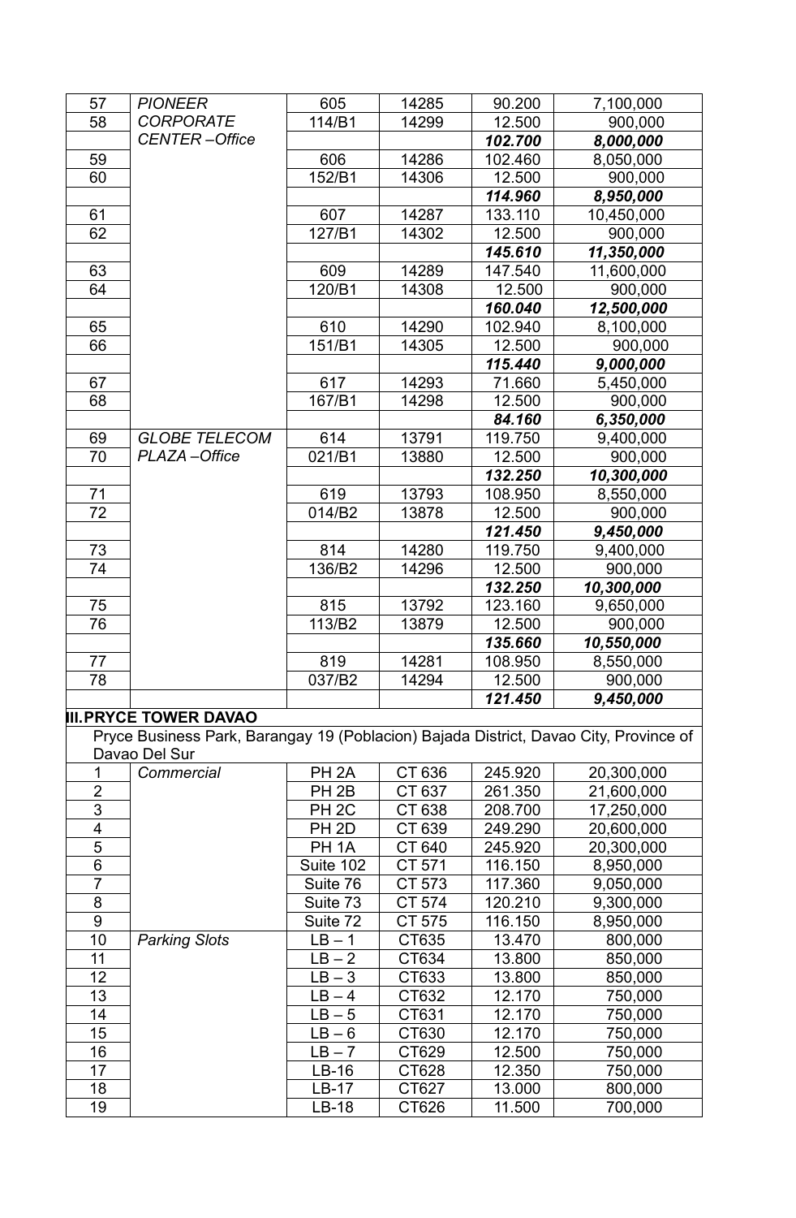| | | | | | |
|---|---|---|---|---|---|
| 57 | *PIONEER CORPORATE CENTER –Office* | 605 | 14285 | 90.200 | 7,100,000 |
| 58 | | 114/B1 | 14299 | 12.500 | 900,000 |
| | | | | ***102.700*** | ***8,000,000*** |
| 59 | | 606 | 14286 | 102.460 | 8,050,000 |
| 60 | | 152/B1 | 14306 | 12.500 | 900,000 |
| | | | | ***114.960*** | ***8,950,000*** |
| 61 | | 607 | 14287 | 133.110 | 10,450,000 |
| 62 | | 127/B1 | 14302 | 12.500 | 900,000 |
| | | | | ***145.610*** | ***11,350,000*** |
| 63 | | 609 | 14289 | 147.540 | 11,600,000 |
| 64 | | 120/B1 | 14308 | 12.500 | 900,000 |
| | | | | ***160.040*** | ***12,500,000*** |
| 65 | | 610 | 14290 | 102.940 | 8,100,000 |
| 66 | | 151/B1 | 14305 | 12.500 | 900,000 |
| | | | | ***115.440*** | ***9,000,000*** |
| 67 | | 617 | 14293 | 71.660 | 5,450,000 |
| 68 | | 167/B1 | 14298 | 12.500 | 900,000 |
| | | | | ***84.160*** | ***6,350,000*** |
| 69 | *GLOBE TELECOM PLAZA –Office* | 614 | 13791 | 119.750 | 9,400,000 |
| 70 | | 021/B1 | 13880 | 12.500 | 900,000 |
| | | | | ***132.250*** | ***10,300,000*** |
| 71 | | 619 | 13793 | 108.950 | 8,550,000 |
| 72 | | 014/B2 | 13878 | 12.500 | 900,000 |
| | | | | ***121.450*** | ***9,450,000*** |
| 73 | | 814 | 14280 | 119.750 | 9,400,000 |
| 74 | | 136/B2 | 14296 | 12.500 | 900,000 |
| | | | | ***132.250*** | ***10,300,000*** |
| 75 | | 815 | 13792 | 123.160 | 9,650,000 |
| 76 | | 113/B2 | 13879 | 12.500 | 900,000 |
| | | | | ***135.660*** | ***10,550,000*** |
| 77 | | 819 | 14281 | 108.950 | 8,550,000 |
| 78 | | 037/B2 | 14294 | 12.500 | 900,000 |
| | | | | ***121.450*** | ***9,450,000*** |
| **III. PRYCE TOWER DAVAO** | | | | | |
| Pryce Business Park, Barangay 19 (Poblacion) Bajada District, Davao City, Province of Davao Del Sur | | | | | |
| 1 | *Commercial* | PH 2A | CT 636 | 245.920 | 20,300,000 |
| 2 | | PH 2B | CT 637 | 261.350 | 21,600,000 |
| 3 | | PH 2C | CT 638 | 208.700 | 17,250,000 |
| 4 | | PH 2D | CT 639 | 249.290 | 20,600,000 |
| 5 | | PH 1A | CT 640 | 245.920 | 20,300,000 |
| 6 | | Suite 102 | CT 571 | 116.150 | 8,950,000 |
| 7 | | Suite 76 | CT 573 | 117.360 | 9,050,000 |
| 8 | | Suite 73 | CT 574 | 120.210 | 9,300,000 |
| 9 | | Suite 72 | CT 575 | 116.150 | 8,950,000 |
| 10 | *Parking Slots* | LB – 1 | CT635 | 13.470 | 800,000 |
| 11 | | LB – 2 | CT634 | 13.800 | 850,000 |
| 12 | | LB – 3 | CT633 | 13.800 | 850,000 |
| 13 | | LB – 4 | CT632 | 12.170 | 750,000 |
| 14 | | LB – 5 | CT631 | 12.170 | 750,000 |
| 15 | | LB – 6 | CT630 | 12.170 | 750,000 |
| 16 | | LB – 7 | CT629 | 12.500 | 750,000 |
| 17 | | LB-16 | CT628 | 12.350 | 750,000 |
| 18 | | LB-17 | CT627 | 13.000 | 800,000 |
| 19 | | LB-18 | CT626 | 11.500 | 700,000 |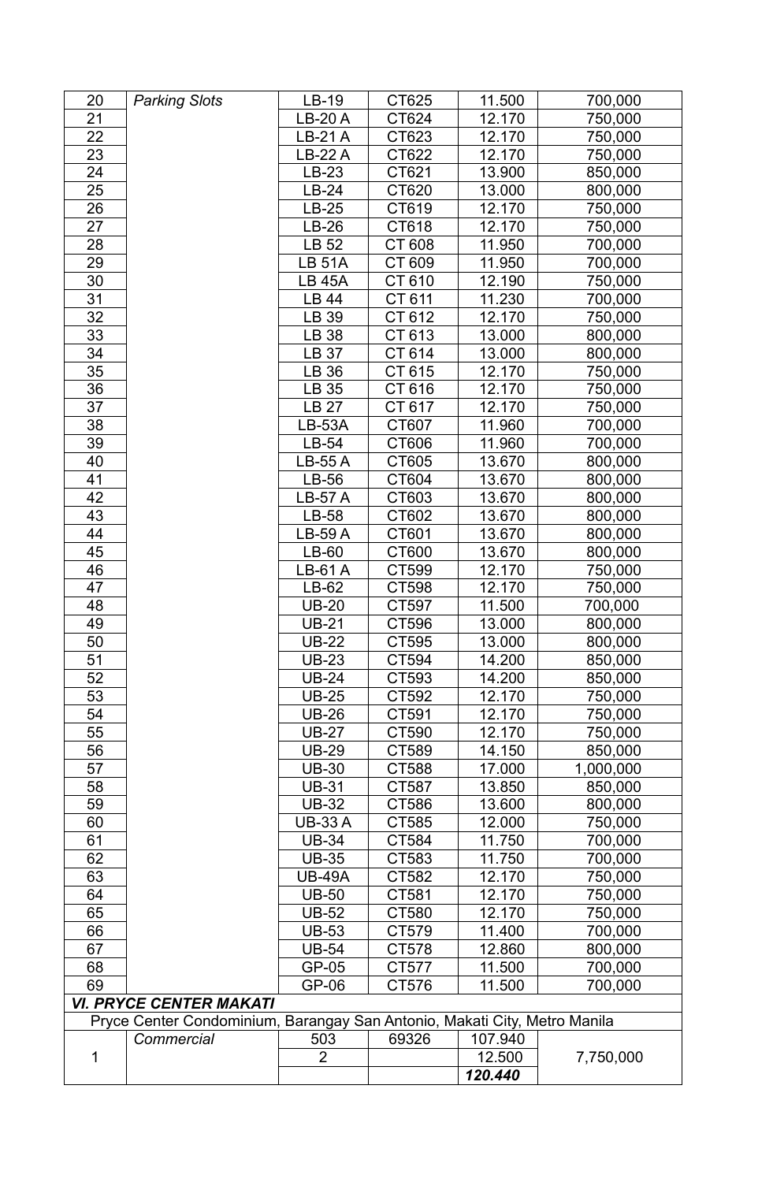| 20 | *Parking Slots* | LB-19 | CT625 | 11.500 | 700,000 |
|---|---|---|---|---|---|
| 21 | | LB-20 A | CT624 | 12.170 | 750,000 |
| 22 | | LB-21 A | CT623 | 12.170 | 750,000 |
| 23 | | LB-22 A | CT622 | 12.170 | 750,000 |
| 24 | | LB-23 | CT621 | 13.900 | 850,000 |
| 25 | | LB-24 | CT620 | 13.000 | 800,000 |
| 26 | | LB-25 | CT619 | 12.170 | 750,000 |
| 27 | | LB-26 | CT618 | 12.170 | 750,000 |
| 28 | | LB 52 | CT 608 | 11.950 | 700,000 |
| 29 | | LB 51A | CT 609 | 11.950 | 700,000 |
| 30 | | LB 45A | CT 610 | 12.190 | 750,000 |
| 31 | | LB 44 | CT 611 | 11.230 | 700,000 |
| 32 | | LB 39 | CT 612 | 12.170 | 750,000 |
| 33 | | LB 38 | CT 613 | 13.000 | 800,000 |
| 34 | | LB 37 | CT 614 | 13.000 | 800,000 |
| 35 | | LB 36 | CT 615 | 12.170 | 750,000 |
| 36 | | LB 35 | CT 616 | 12.170 | 750,000 |
| 37 | | LB 27 | CT 617 | 12.170 | 750,000 |
| 38 | | LB-53A | CT607 | 11.960 | 700,000 |
| 39 | | LB-54 | CT606 | 11.960 | 700,000 |
| 40 | | LB-55 A | CT605 | 13.670 | 800,000 |
| 41 | | LB-56 | CT604 | 13.670 | 800,000 |
| 42 | | LB-57 A | CT603 | 13.670 | 800,000 |
| 43 | | LB-58 | CT602 | 13.670 | 800,000 |
| 44 | | LB-59 A | CT601 | 13.670 | 800,000 |
| 45 | | LB-60 | CT600 | 13.670 | 800,000 |
| 46 | | LB-61 A | CT599 | 12.170 | 750,000 |
| 47 | | LB-62 | CT598 | 12.170 | 750,000 |
| 48 | | UB-20 | CT597 | 11.500 | 700,000 |
| 49 | | UB-21 | CT596 | 13.000 | 800,000 |
| 50 | | UB-22 | CT595 | 13.000 | 800,000 |
| 51 | | UB-23 | CT594 | 14.200 | 850,000 |
| 52 | | UB-24 | CT593 | 14.200 | 850,000 |
| 53 | | UB-25 | CT592 | 12.170 | 750,000 |
| 54 | | UB-26 | CT591 | 12.170 | 750,000 |
| 55 | | UB-27 | CT590 | 12.170 | 750,000 |
| 56 | | UB-29 | CT589 | 14.150 | 850,000 |
| 57 | | UB-30 | CT588 | 17.000 | 1,000,000 |
| 58 | | UB-31 | CT587 | 13.850 | 850,000 |
| 59 | | UB-32 | CT586 | 13.600 | 800,000 |
| 60 | | UB-33 A | CT585 | 12.000 | 750,000 |
| 61 | | UB-34 | CT584 | 11.750 | 700,000 |
| 62 | | UB-35 | CT583 | 11.750 | 700,000 |
| 63 | | UB-49A | CT582 | 12.170 | 750,000 |
| 64 | | UB-50 | CT581 | 12.170 | 750,000 |
| 65 | | UB-52 | CT580 | 12.170 | 750,000 |
| 66 | | UB-53 | CT579 | 11.400 | 700,000 |
| 67 | | UB-54 | CT578 | 12.860 | 800,000 |
| 68 | | GP-05 | CT577 | 11.500 | 700,000 |
| 69 | | GP-06 | CT576 | 11.500 | 700,000 |
| ***VI. PRYCE CENTER MAKATI*** | | | | | |
| Pryce Center Condominium, Barangay San Antonio, Makati City, Metro Manila | | | | | |
| | *Commercial* | 503 | 69326 | 107.940 | |
| 1 | | 2 | | 12.500 | 7,750,000 |
| | | | | ***120.440*** | |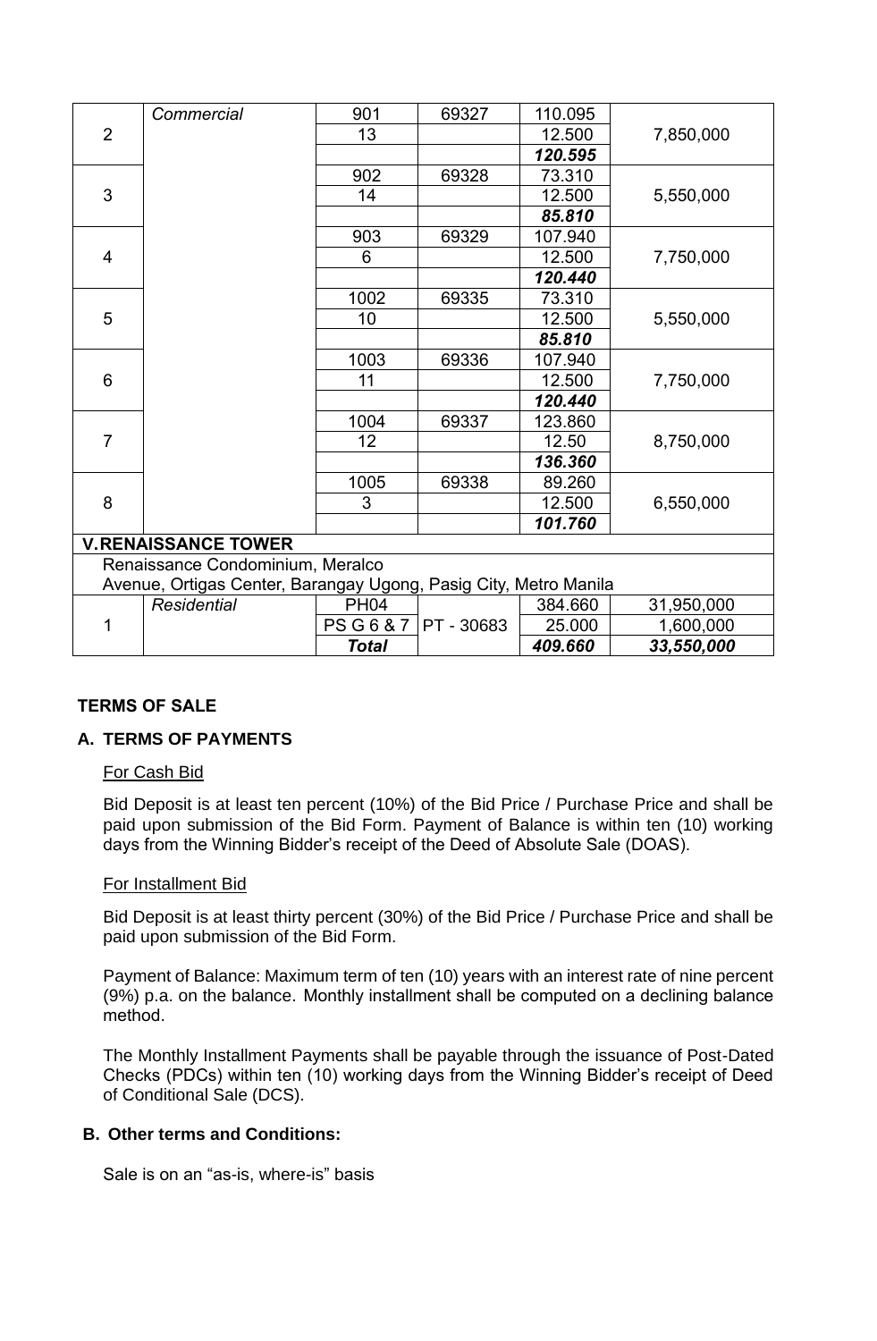| | | | | | |
|---|---|---|---|---|---|
| 2 | *Commercial* | 901 | 69327 | 110.095 | 7,850,000 |
| | | 13 | | 12.500 | |
| | | | | ***120.595*** | |
| 3 | | 902 | 69328 | 73.310 | 5,550,000 |
| | | 14 | | 12.500 | |
| | | | | ***85.810*** | |
| 4 | | 903 | 69329 | 107.940 | 7,750,000 |
| | | 6 | | 12.500 | |
| | | | | ***120.440*** | |
| 5 | | 1002 | 69335 | 73.310 | 5,550,000 |
| | | 10 | | 12.500 | |
| | | | | ***85.810*** | |
| 6 | | 1003 | 69336 | 107.940 | 7,750,000 |
| | | 11 | | 12.500 | |
| | | | | ***120.440*** | |
| 7 | | 1004 | 69337 | 123.860 | 8,750,000 |
| | | 12 | | 12.50 | |
| | | | | ***136.360*** | |
| 8 | | 1005 | 69338 | 89.260 | 6,550,000 |
| | | 3 | | 12.500 | |
| | | | | ***101.760*** | |
| **V. RENAISSANCE TOWER** | | | | | |
| Renaissance Condominium, Meralco Avenue, Ortigas Center, Barangay Ugong, Pasig City, Metro Manila | | | | | |
| 1 | *Residential* | PH04 | | 384.660 | 31,950,000 |
| | | PS G 6 & 7 | PT - 30683 | 25.000 | 1,600,000 |
| | | ***Total*** | | ***409.660*** | ***33,550,000*** |

## TERMS OF SALE

### A. TERMS OF PAYMENTS

For Cash Bid

Bid Deposit is at least ten percent (10%) of the Bid Price / Purchase Price and shall be paid upon submission of the Bid Form. Payment of Balance is within ten (10) working days from the Winning Bidder's receipt of the Deed of Absolute Sale (DOAS).

For Installment Bid

Bid Deposit is at least thirty percent (30%) of the Bid Price / Purchase Price and shall be paid upon submission of the Bid Form.

Payment of Balance: Maximum term of ten (10) years with an interest rate of nine percent (9%) p.a. on the balance. Monthly installment shall be computed on a declining balance method.

The Monthly Installment Payments shall be payable through the issuance of Post-Dated Checks (PDCs) within ten (10) working days from the Winning Bidder's receipt of Deed of Conditional Sale (DCS).

### B. Other terms and Conditions:

Sale is on an "as-is, where-is" basis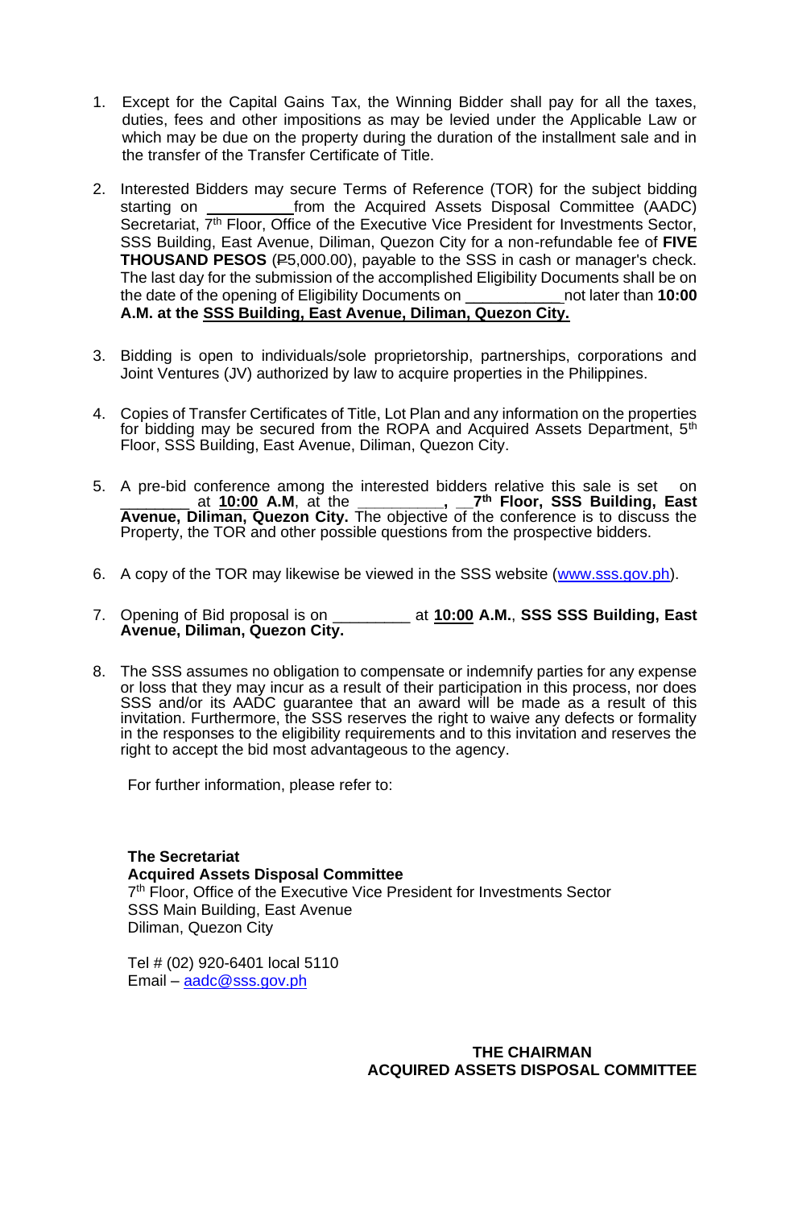1. Except for the Capital Gains Tax, the Winning Bidder shall pay for all the taxes, duties, fees and other impositions as may be levied under the Applicable Law or which may be due on the property during the duration of the installment sale and in the transfer of the Transfer Certificate of Title.

2. Interested Bidders may secure Terms of Reference (TOR) for the subject bidding starting on __________ from the Acquired Assets Disposal Committee (AADC) Secretariat, 7th Floor, Office of the Executive Vice President for Investments Sector, SSS Building, East Avenue, Diliman, Quezon City for a non-refundable fee of **FIVE THOUSAND PESOS** (₱5,000.00), payable to the SSS in cash or manager's check. The last day for the submission of the accomplished Eligibility Documents shall be on the date of the opening of Eligibility Documents on ___________ not later than **10:00 A.M. at the SSS Building, East Avenue, Diliman, Quezon City.**

3. Bidding is open to individuals/sole proprietorship, partnerships, corporations and Joint Ventures (JV) authorized by law to acquire properties in the Philippines.

4. Copies of Transfer Certificates of Title, Lot Plan and any information on the properties for bidding may be secured from the ROPA and Acquired Assets Department, 5th Floor, SSS Building, East Avenue, Diliman, Quezon City.

5. A pre-bid conference among the interested bidders relative this sale is set on ________ at **10:00 A.M**, at the __________, __**7th Floor, SSS Building, East Avenue, Diliman, Quezon City.** The objective of the conference is to discuss the Property, the TOR and other possible questions from the prospective bidders.

6. A copy of the TOR may likewise be viewed in the SSS website (www.sss.gov.ph).

7. Opening of Bid proposal is on _________ at **10:00 A.M.**, **SSS SSS Building, East Avenue, Diliman, Quezon City.**

8. The SSS assumes no obligation to compensate or indemnify parties for any expense or loss that they may incur as a result of their participation in this process, nor does SSS and/or its AADC guarantee that an award will be made as a result of this invitation. Furthermore, the SSS reserves the right to waive any defects or formality in the responses to the eligibility requirements and to this invitation and reserves the right to accept the bid most advantageous to the agency.

For further information, please refer to:

**The Secretariat**
**Acquired Assets Disposal Committee**
7th Floor, Office of the Executive Vice President for Investments Sector
SSS Main Building, East Avenue
Diliman, Quezon City

Tel # (02) 920-6401 local 5110
Email – aadc@sss.gov.ph

**THE CHAIRMAN**
**ACQUIRED ASSETS DISPOSAL COMMITTEE**